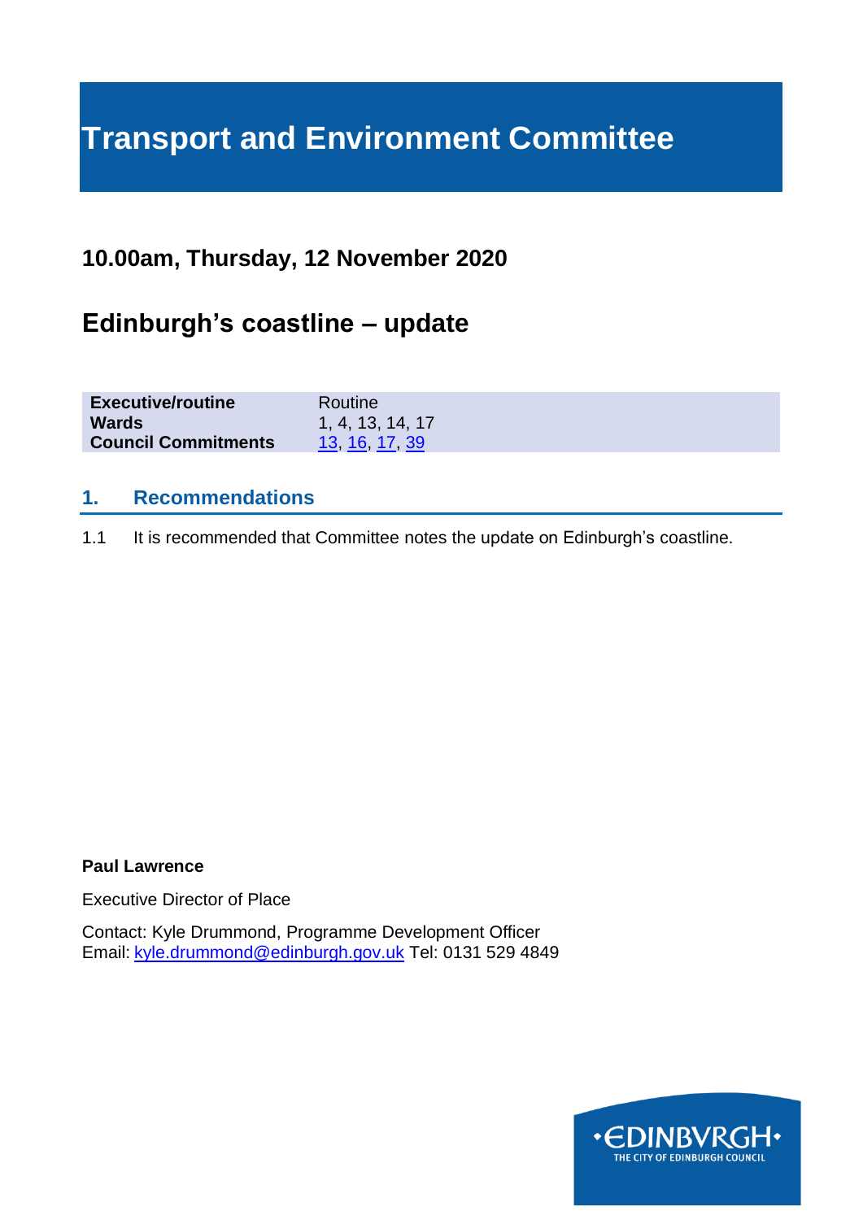# Transport and Environment Committee

## 10.00am, Thursday, 12 November 2020

## Edinburgh's coastline – update

| | |
|---|---|
| **Executive/routine** | Routine |
| **Wards** | 1, 4, 13, 14, 17 |
| **Council Commitments** | 13, 16, 17, 39 |

### 1. Recommendations

1.1 It is recommended that Committee notes the update on Edinburgh's coastline.

**Paul Lawrence**

Executive Director of Place

Contact: Kyle Drummond, Programme Development Officer
Email: kyle.drummond@edinburgh.gov.uk Tel: 0131 529 4849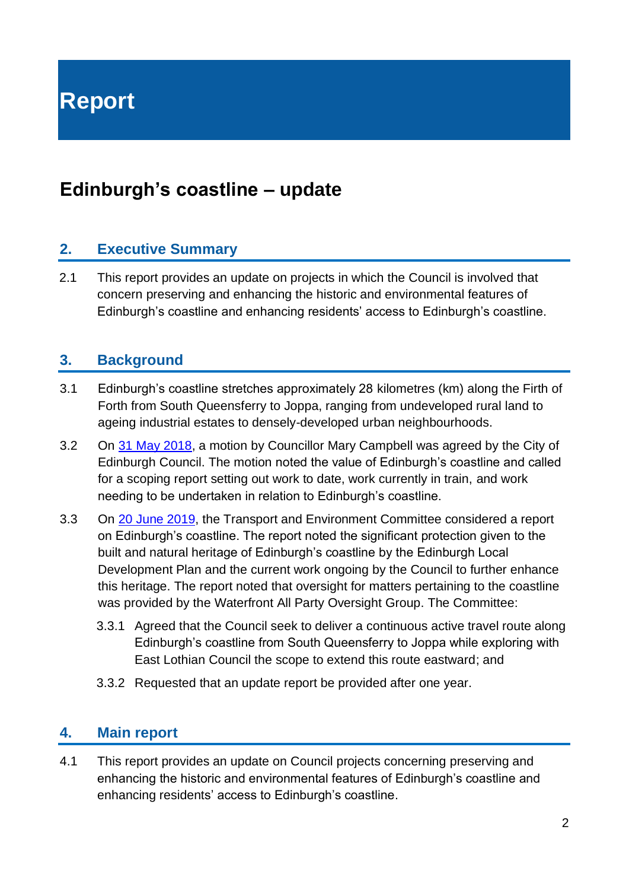# Report

## Edinburgh's coastline – update

### 2. Executive Summary

2.1 This report provides an update on projects in which the Council is involved that concern preserving and enhancing the historic and environmental features of Edinburgh's coastline and enhancing residents' access to Edinburgh's coastline.

### 3. Background

3.1 Edinburgh's coastline stretches approximately 28 kilometres (km) along the Firth of Forth from South Queensferry to Joppa, ranging from undeveloped rural land to ageing industrial estates to densely-developed urban neighbourhoods.

3.2 On 31 May 2018, a motion by Councillor Mary Campbell was agreed by the City of Edinburgh Council. The motion noted the value of Edinburgh's coastline and called for a scoping report setting out work to date, work currently in train, and work needing to be undertaken in relation to Edinburgh's coastline.

3.3 On 20 June 2019, the Transport and Environment Committee considered a report on Edinburgh's coastline. The report noted the significant protection given to the built and natural heritage of Edinburgh's coastline by the Edinburgh Local Development Plan and the current work ongoing by the Council to further enhance this heritage. The report noted that oversight for matters pertaining to the coastline was provided by the Waterfront All Party Oversight Group. The Committee:

- 3.3.1 Agreed that the Council seek to deliver a continuous active travel route along Edinburgh's coastline from South Queensferry to Joppa while exploring with East Lothian Council the scope to extend this route eastward; and
- 3.3.2 Requested that an update report be provided after one year.

### 4. Main report

4.1 This report provides an update on Council projects concerning preserving and enhancing the historic and environmental features of Edinburgh's coastline and enhancing residents' access to Edinburgh's coastline.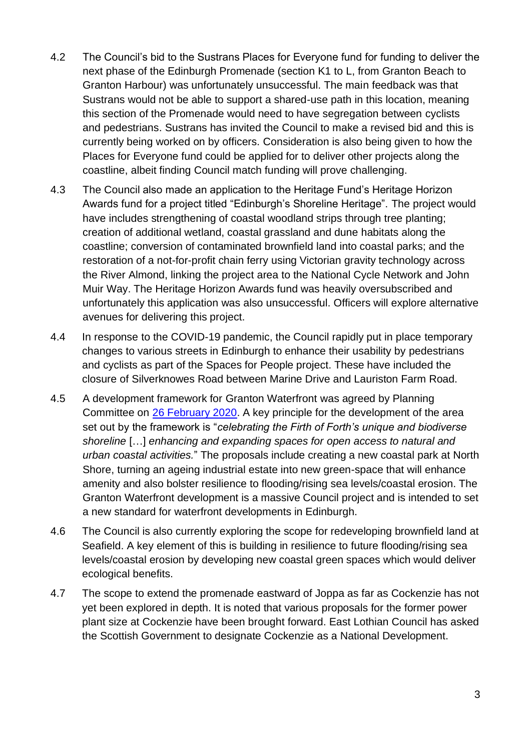4.2 The Council's bid to the Sustrans Places for Everyone fund for funding to deliver the next phase of the Edinburgh Promenade (section K1 to L, from Granton Beach to Granton Harbour) was unfortunately unsuccessful. The main feedback was that Sustrans would not be able to support a shared-use path in this location, meaning this section of the Promenade would need to have segregation between cyclists and pedestrians. Sustrans has invited the Council to make a revised bid and this is currently being worked on by officers. Consideration is also being given to how the Places for Everyone fund could be applied for to deliver other projects along the coastline, albeit finding Council match funding will prove challenging.

4.3 The Council also made an application to the Heritage Fund's Heritage Horizon Awards fund for a project titled "Edinburgh's Shoreline Heritage". The project would have includes strengthening of coastal woodland strips through tree planting; creation of additional wetland, coastal grassland and dune habitats along the coastline; conversion of contaminated brownfield land into coastal parks; and the restoration of a not-for-profit chain ferry using Victorian gravity technology across the River Almond, linking the project area to the National Cycle Network and John Muir Way. The Heritage Horizon Awards fund was heavily oversubscribed and unfortunately this application was also unsuccessful. Officers will explore alternative avenues for delivering this project.

4.4 In response to the COVID-19 pandemic, the Council rapidly put in place temporary changes to various streets in Edinburgh to enhance their usability by pedestrians and cyclists as part of the Spaces for People project. These have included the closure of Silverknowes Road between Marine Drive and Lauriston Farm Road.

4.5 A development framework for Granton Waterfront was agreed by Planning Committee on [26 February 2020](). A key principle for the development of the area set out by the framework is "*celebrating the Firth of Forth's unique and biodiverse shoreline* […] *enhancing and expanding spaces for open access to natural and urban coastal activities.*" The proposals include creating a new coastal park at North Shore, turning an ageing industrial estate into new green-space that will enhance amenity and also bolster resilience to flooding/rising sea levels/coastal erosion. The Granton Waterfront development is a massive Council project and is intended to set a new standard for waterfront developments in Edinburgh.

4.6 The Council is also currently exploring the scope for redeveloping brownfield land at Seafield. A key element of this is building in resilience to future flooding/rising sea levels/coastal erosion by developing new coastal green spaces which would deliver ecological benefits.

4.7 The scope to extend the promenade eastward of Joppa as far as Cockenzie has not yet been explored in depth. It is noted that various proposals for the former power plant size at Cockenzie have been brought forward. East Lothian Council has asked the Scottish Government to designate Cockenzie as a National Development.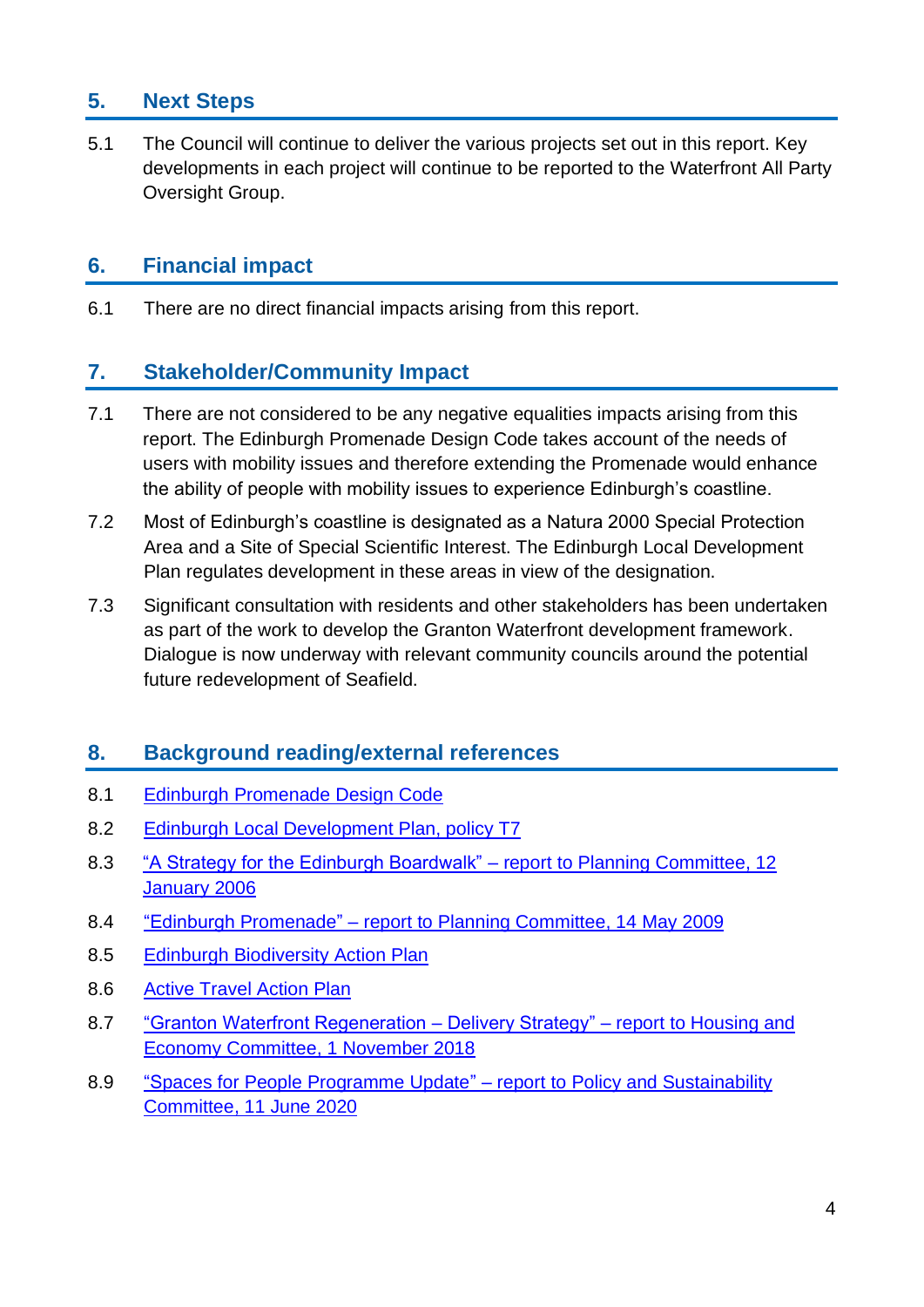## 5. Next Steps

5.1 The Council will continue to deliver the various projects set out in this report. Key developments in each project will continue to be reported to the Waterfront All Party Oversight Group.

## 6. Financial impact

6.1 There are no direct financial impacts arising from this report.

## 7. Stakeholder/Community Impact

7.1 There are not considered to be any negative equalities impacts arising from this report. The Edinburgh Promenade Design Code takes account of the needs of users with mobility issues and therefore extending the Promenade would enhance the ability of people with mobility issues to experience Edinburgh's coastline.

7.2 Most of Edinburgh's coastline is designated as a Natura 2000 Special Protection Area and a Site of Special Scientific Interest. The Edinburgh Local Development Plan regulates development in these areas in view of the designation.

7.3 Significant consultation with residents and other stakeholders has been undertaken as part of the work to develop the Granton Waterfront development framework. Dialogue is now underway with relevant community councils around the potential future redevelopment of Seafield.

## 8. Background reading/external references

8.1 Edinburgh Promenade Design Code

8.2 Edinburgh Local Development Plan, policy T7

8.3 "A Strategy for the Edinburgh Boardwalk" – report to Planning Committee, 12 January 2006

8.4 "Edinburgh Promenade" – report to Planning Committee, 14 May 2009

8.5 Edinburgh Biodiversity Action Plan

8.6 Active Travel Action Plan

8.7 "Granton Waterfront Regeneration – Delivery Strategy" – report to Housing and Economy Committee, 1 November 2018

8.9 "Spaces for People Programme Update" – report to Policy and Sustainability Committee, 11 June 2020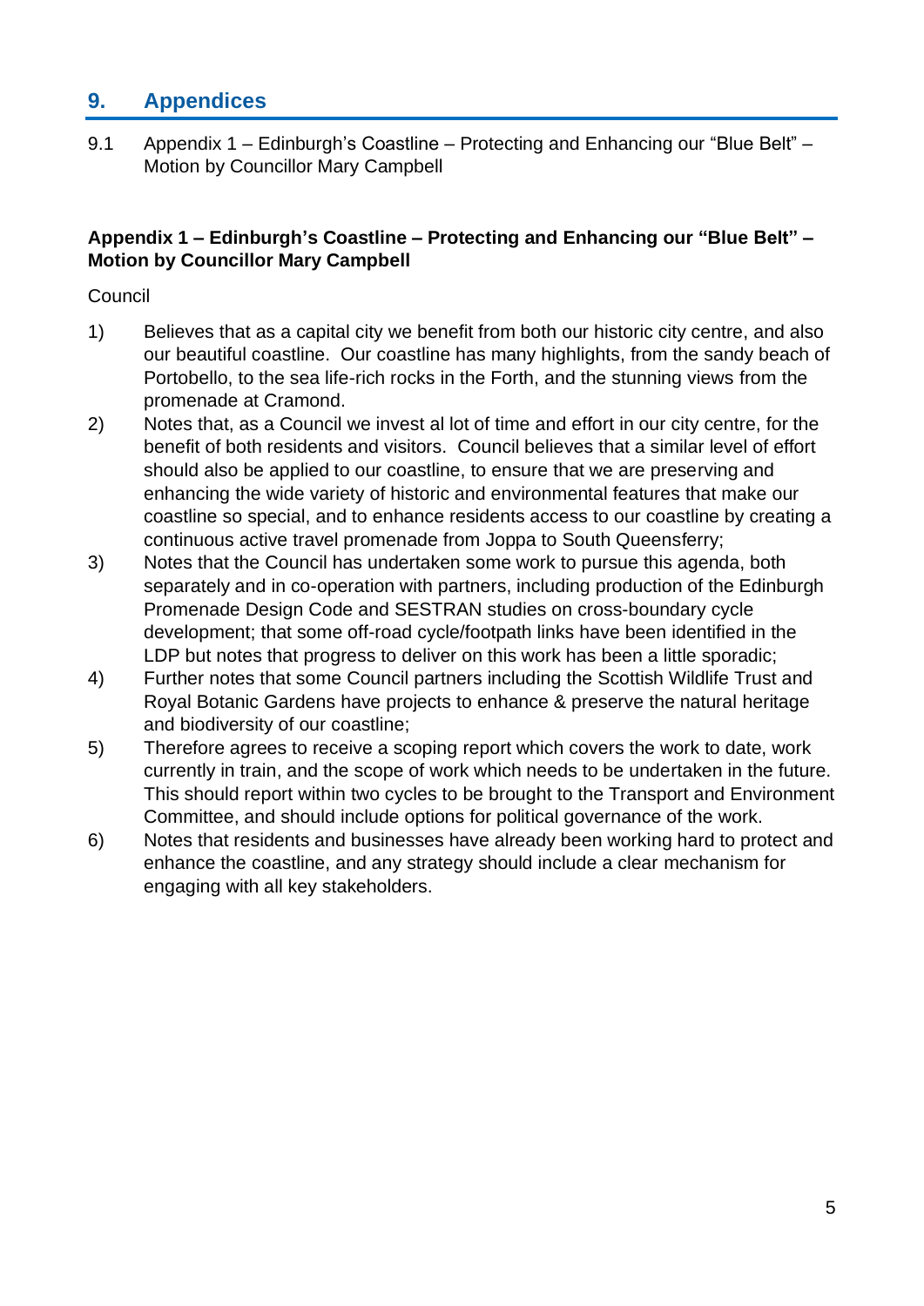## 9. Appendices

9.1 Appendix 1 – Edinburgh's Coastline – Protecting and Enhancing our "Blue Belt" – Motion by Councillor Mary Campbell

**Appendix 1 – Edinburgh's Coastline – Protecting and Enhancing our "Blue Belt" – Motion by Councillor Mary Campbell**

Council

1) Believes that as a capital city we benefit from both our historic city centre, and also our beautiful coastline. Our coastline has many highlights, from the sandy beach of Portobello, to the sea life-rich rocks in the Forth, and the stunning views from the promenade at Cramond.
2) Notes that, as a Council we invest al lot of time and effort in our city centre, for the benefit of both residents and visitors. Council believes that a similar level of effort should also be applied to our coastline, to ensure that we are preserving and enhancing the wide variety of historic and environmental features that make our coastline so special, and to enhance residents access to our coastline by creating a continuous active travel promenade from Joppa to South Queensferry;
3) Notes that the Council has undertaken some work to pursue this agenda, both separately and in co-operation with partners, including production of the Edinburgh Promenade Design Code and SESTRAN studies on cross-boundary cycle development; that some off-road cycle/footpath links have been identified in the LDP but notes that progress to deliver on this work has been a little sporadic;
4) Further notes that some Council partners including the Scottish Wildlife Trust and Royal Botanic Gardens have projects to enhance & preserve the natural heritage and biodiversity of our coastline;
5) Therefore agrees to receive a scoping report which covers the work to date, work currently in train, and the scope of work which needs to be undertaken in the future. This should report within two cycles to be brought to the Transport and Environment Committee, and should include options for political governance of the work.
6) Notes that residents and businesses have already been working hard to protect and enhance the coastline, and any strategy should include a clear mechanism for engaging with all key stakeholders.